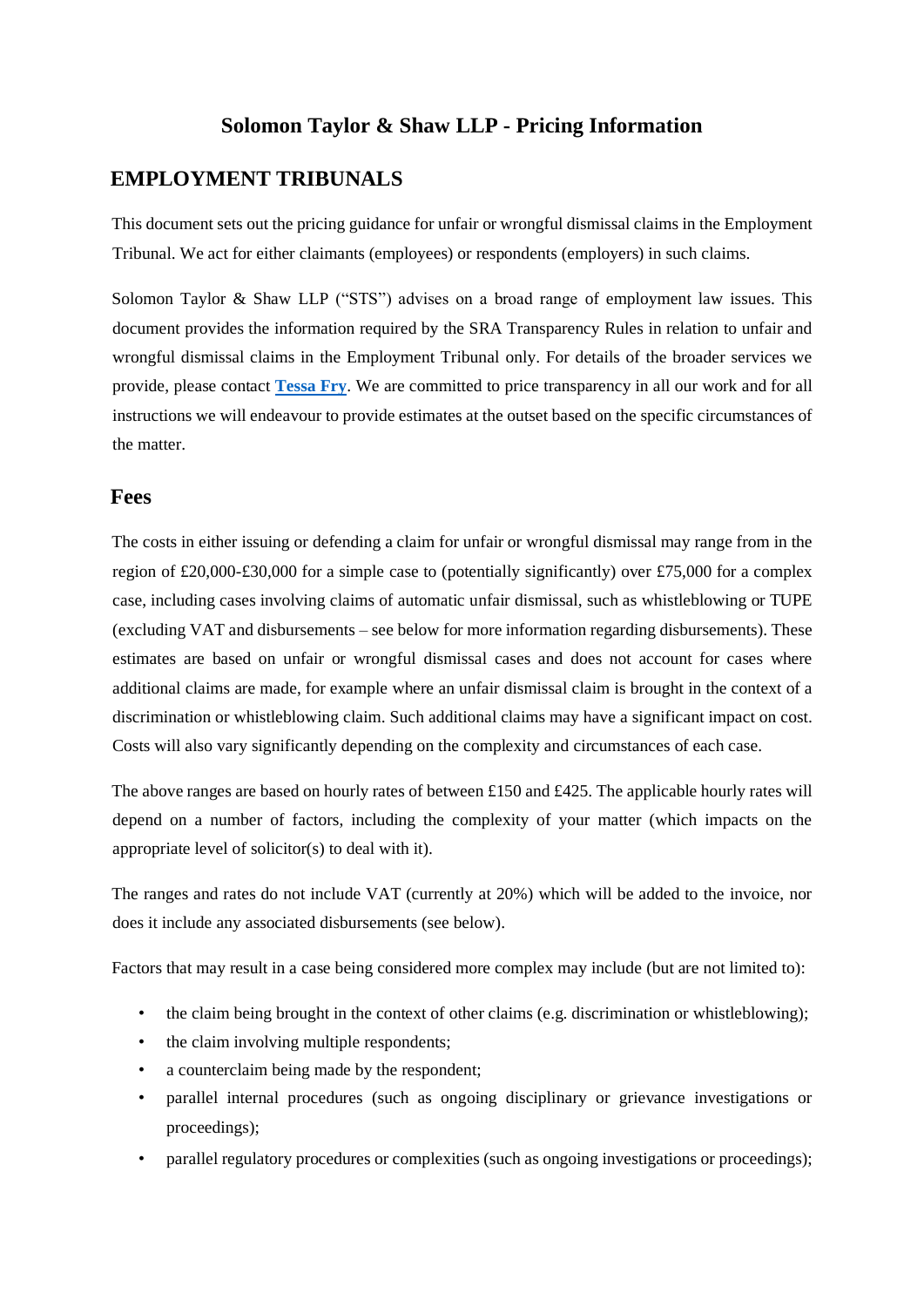# Solomon Taylor & Shaw LLP - Pricing Information

## EMPLOYMENT TRIBUNALS

This document sets out the pricing guidance for unfair or wrongful dismissal claims in the Employment Tribunal. We act for either claimants (employees) or respondents (employers) in such claims.

Solomon Taylor & Shaw LLP ("STS") advises on a broad range of employment law issues. This document provides the information required by the SRA Transparency Rules in relation to unfair and wrongful dismissal claims in the Employment Tribunal only. For details of the broader services we provide, please contact **Tessa Fry**. We are committed to price transparency in all our work and for all instructions we will endeavour to provide estimates at the outset based on the specific circumstances of the matter.

## Fees

The costs in either issuing or defending a claim for unfair or wrongful dismissal may range from in the region of £20,000-£30,000 for a simple case to (potentially significantly) over £75,000 for a complex case, including cases involving claims of automatic unfair dismissal, such as whistleblowing or TUPE (excluding VAT and disbursements – see below for more information regarding disbursements). These estimates are based on unfair or wrongful dismissal cases and does not account for cases where additional claims are made, for example where an unfair dismissal claim is brought in the context of a discrimination or whistleblowing claim. Such additional claims may have a significant impact on cost. Costs will also vary significantly depending on the complexity and circumstances of each case.

The above ranges are based on hourly rates of between £150 and £425. The applicable hourly rates will depend on a number of factors, including the complexity of your matter (which impacts on the appropriate level of solicitor(s) to deal with it).

The ranges and rates do not include VAT (currently at 20%) which will be added to the invoice, nor does it include any associated disbursements (see below).

Factors that may result in a case being considered more complex may include (but are not limited to):

- the claim being brought in the context of other claims (e.g. discrimination or whistleblowing);
- the claim involving multiple respondents;
- a counterclaim being made by the respondent;
- parallel internal procedures (such as ongoing disciplinary or grievance investigations or proceedings);
- parallel regulatory procedures or complexities (such as ongoing investigations or proceedings);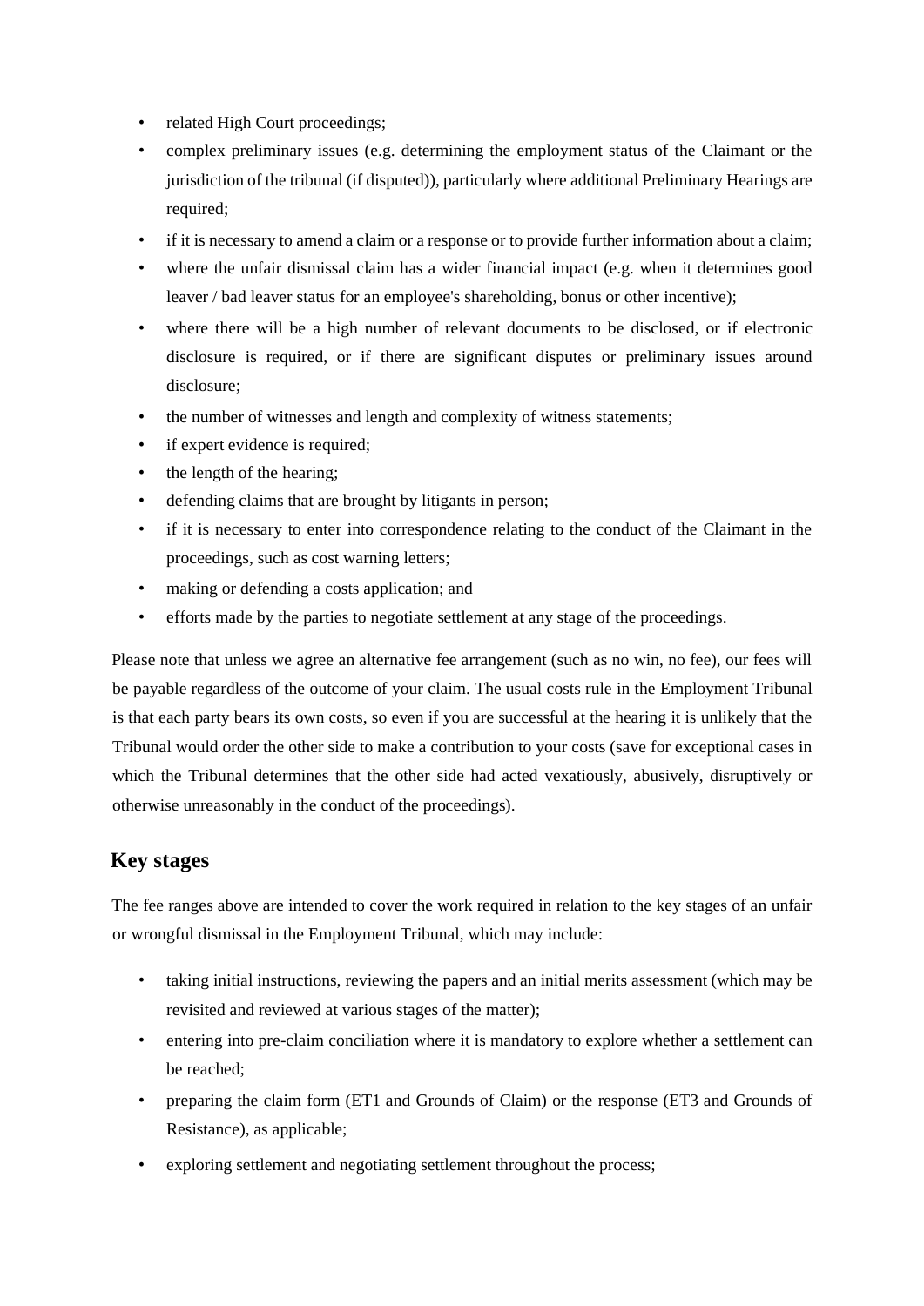- related High Court proceedings;
- complex preliminary issues (e.g. determining the employment status of the Claimant or the jurisdiction of the tribunal (if disputed)), particularly where additional Preliminary Hearings are required;
- if it is necessary to amend a claim or a response or to provide further information about a claim;
- where the unfair dismissal claim has a wider financial impact (e.g. when it determines good leaver / bad leaver status for an employee's shareholding, bonus or other incentive);
- where there will be a high number of relevant documents to be disclosed, or if electronic disclosure is required, or if there are significant disputes or preliminary issues around disclosure;
- the number of witnesses and length and complexity of witness statements;
- if expert evidence is required;
- the length of the hearing;
- defending claims that are brought by litigants in person;
- if it is necessary to enter into correspondence relating to the conduct of the Claimant in the proceedings, such as cost warning letters;
- making or defending a costs application; and
- efforts made by the parties to negotiate settlement at any stage of the proceedings.

Please note that unless we agree an alternative fee arrangement (such as no win, no fee), our fees will be payable regardless of the outcome of your claim. The usual costs rule in the Employment Tribunal is that each party bears its own costs, so even if you are successful at the hearing it is unlikely that the Tribunal would order the other side to make a contribution to your costs (save for exceptional cases in which the Tribunal determines that the other side had acted vexatiously, abusively, disruptively or otherwise unreasonably in the conduct of the proceedings).

## Key stages

The fee ranges above are intended to cover the work required in relation to the key stages of an unfair or wrongful dismissal in the Employment Tribunal, which may include:

- taking initial instructions, reviewing the papers and an initial merits assessment (which may be revisited and reviewed at various stages of the matter);
- entering into pre-claim conciliation where it is mandatory to explore whether a settlement can be reached;
- preparing the claim form (ET1 and Grounds of Claim) or the response (ET3 and Grounds of Resistance), as applicable;
- exploring settlement and negotiating settlement throughout the process;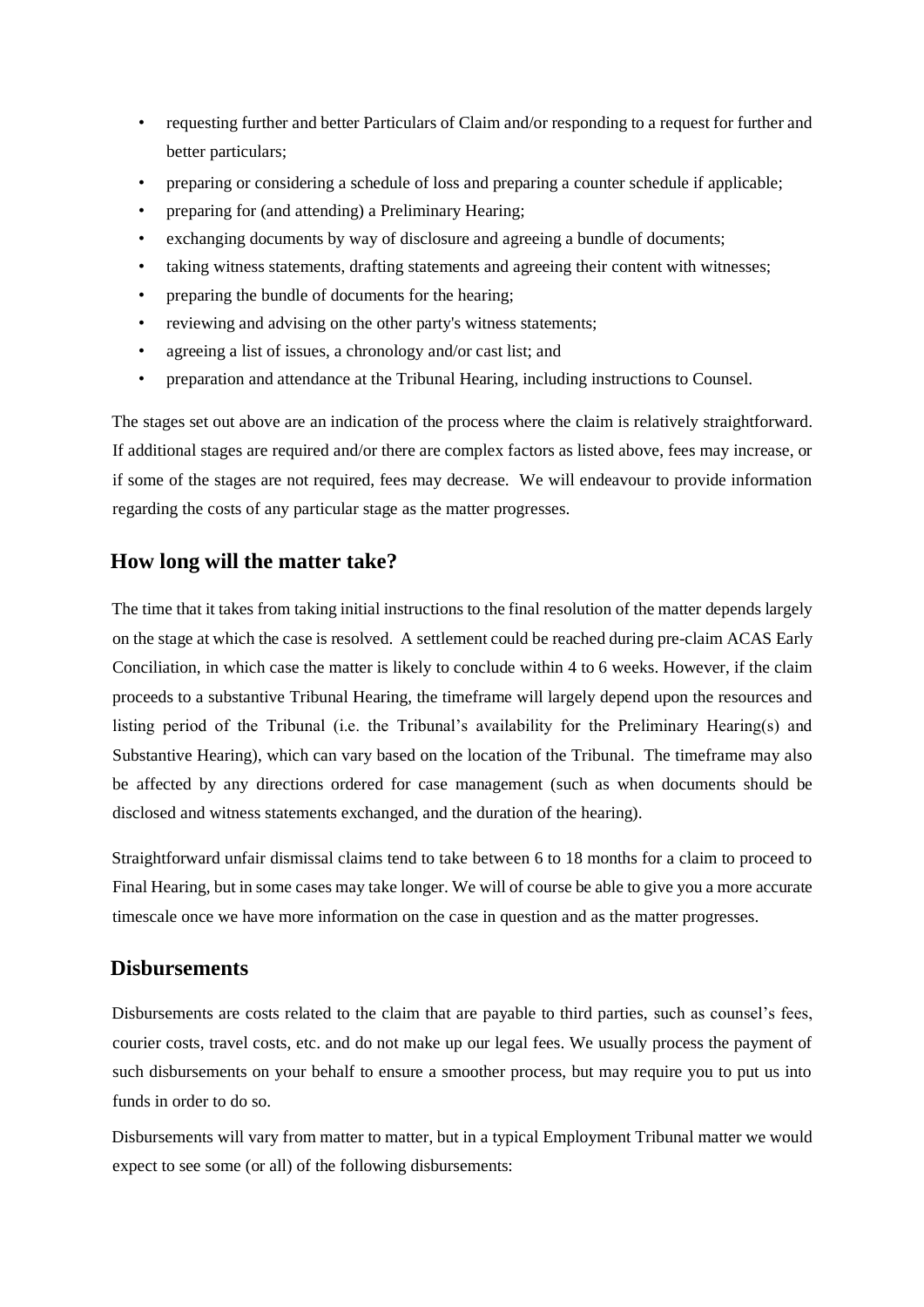- requesting further and better Particulars of Claim and/or responding to a request for further and better particulars;
- preparing or considering a schedule of loss and preparing a counter schedule if applicable;
- preparing for (and attending) a Preliminary Hearing;
- exchanging documents by way of disclosure and agreeing a bundle of documents;
- taking witness statements, drafting statements and agreeing their content with witnesses;
- preparing the bundle of documents for the hearing;
- reviewing and advising on the other party's witness statements;
- agreeing a list of issues, a chronology and/or cast list; and
- preparation and attendance at the Tribunal Hearing, including instructions to Counsel.

The stages set out above are an indication of the process where the claim is relatively straightforward. If additional stages are required and/or there are complex factors as listed above, fees may increase, or if some of the stages are not required, fees may decrease. We will endeavour to provide information regarding the costs of any particular stage as the matter progresses.

## How long will the matter take?

The time that it takes from taking initial instructions to the final resolution of the matter depends largely on the stage at which the case is resolved. A settlement could be reached during pre-claim ACAS Early Conciliation, in which case the matter is likely to conclude within 4 to 6 weeks. However, if the claim proceeds to a substantive Tribunal Hearing, the timeframe will largely depend upon the resources and listing period of the Tribunal (i.e. the Tribunal's availability for the Preliminary Hearing(s) and Substantive Hearing), which can vary based on the location of the Tribunal. The timeframe may also be affected by any directions ordered for case management (such as when documents should be disclosed and witness statements exchanged, and the duration of the hearing).

Straightforward unfair dismissal claims tend to take between 6 to 18 months for a claim to proceed to Final Hearing, but in some cases may take longer. We will of course be able to give you a more accurate timescale once we have more information on the case in question and as the matter progresses.

## Disbursements

Disbursements are costs related to the claim that are payable to third parties, such as counsel's fees, courier costs, travel costs, etc. and do not make up our legal fees. We usually process the payment of such disbursements on your behalf to ensure a smoother process, but may require you to put us into funds in order to do so.

Disbursements will vary from matter to matter, but in a typical Employment Tribunal matter we would expect to see some (or all) of the following disbursements: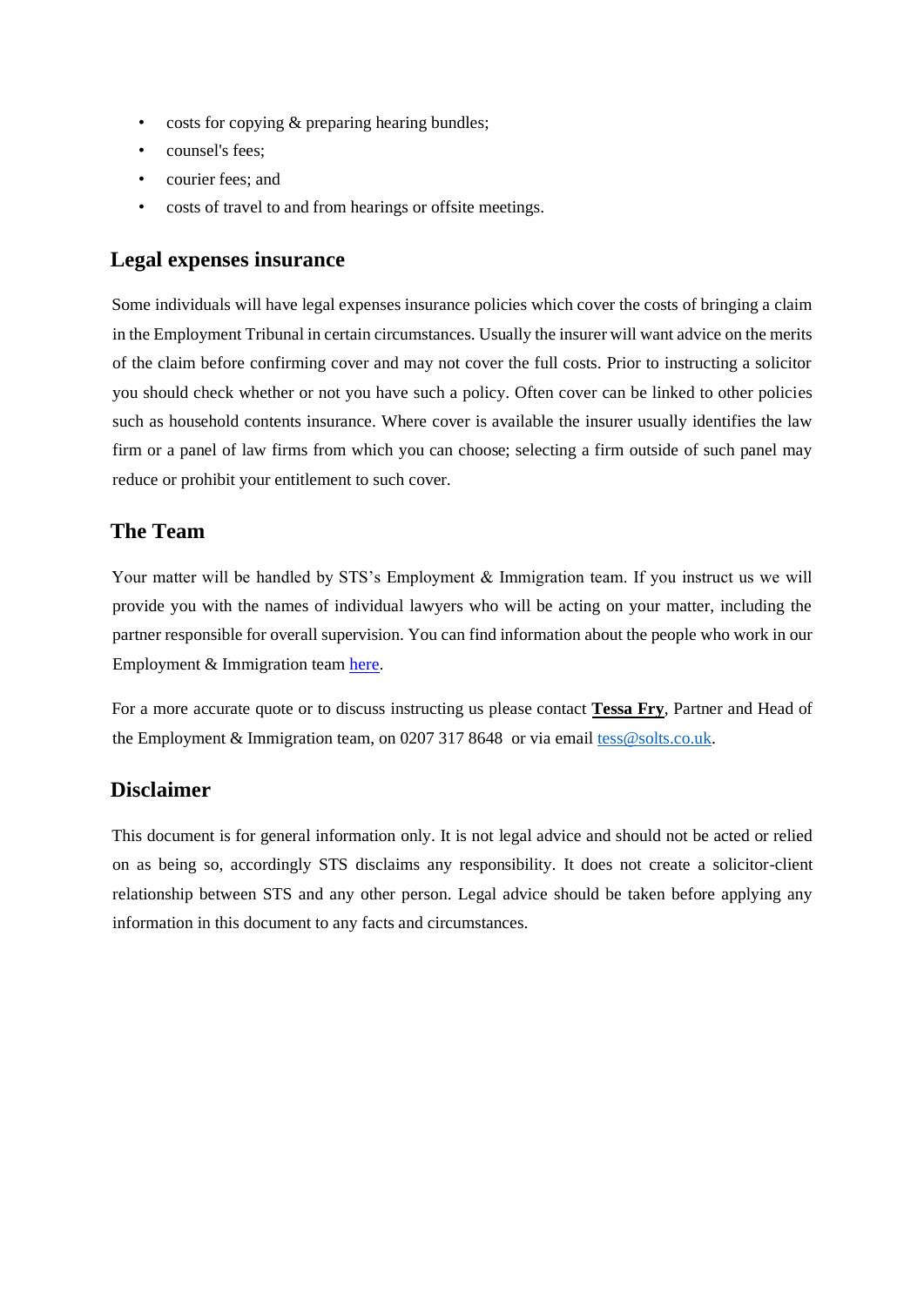- costs for copying & preparing hearing bundles;
- counsel's fees;
- courier fees; and
- costs of travel to and from hearings or offsite meetings.

## Legal expenses insurance

Some individuals will have legal expenses insurance policies which cover the costs of bringing a claim in the Employment Tribunal in certain circumstances. Usually the insurer will want advice on the merits of the claim before confirming cover and may not cover the full costs. Prior to instructing a solicitor you should check whether or not you have such a policy. Often cover can be linked to other policies such as household contents insurance. Where cover is available the insurer usually identifies the law firm or a panel of law firms from which you can choose; selecting a firm outside of such panel may reduce or prohibit your entitlement to such cover.

## The Team

Your matter will be handled by STS's Employment & Immigration team. If you instruct us we will provide you with the names of individual lawyers who will be acting on your matter, including the partner responsible for overall supervision. You can find information about the people who work in our Employment & Immigration team here.

For a more accurate quote or to discuss instructing us please contact **Tessa Fry**, Partner and Head of the Employment & Immigration team, on 0207 317 8648 or via email tess@solts.co.uk.

## Disclaimer

This document is for general information only. It is not legal advice and should not be acted or relied on as being so, accordingly STS disclaims any responsibility. It does not create a solicitor-client relationship between STS and any other person. Legal advice should be taken before applying any information in this document to any facts and circumstances.